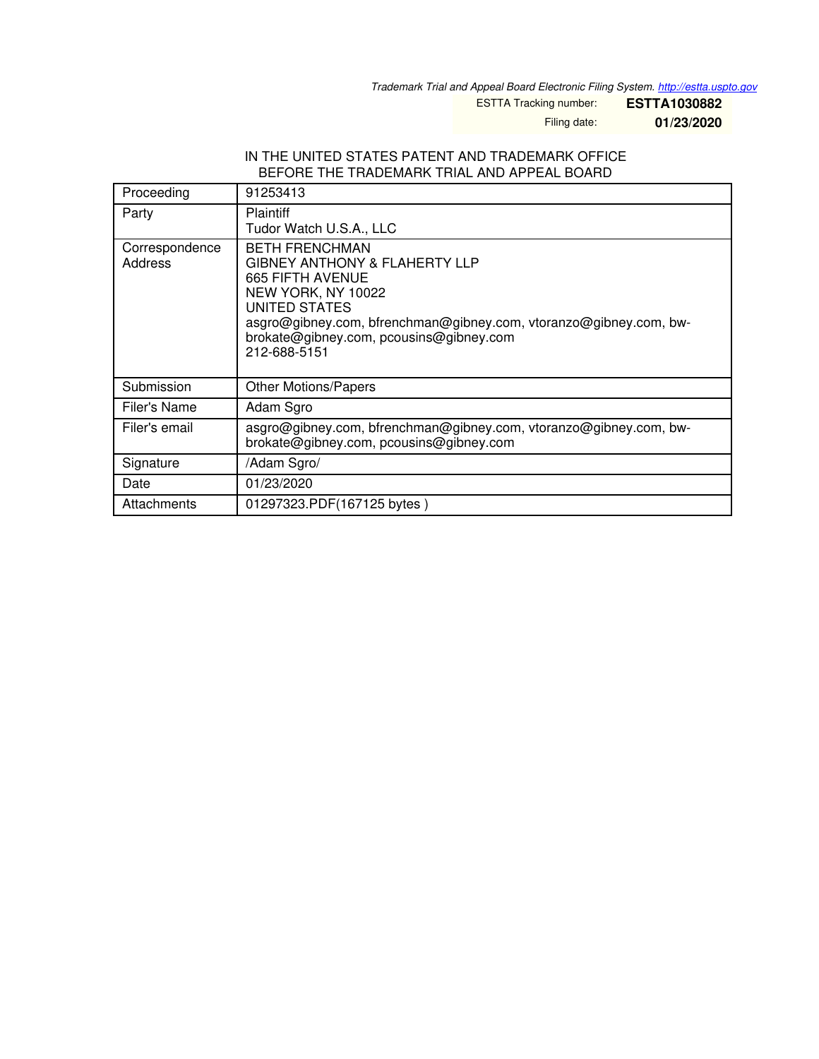*Trademark Trial and Appeal Board Electronic Filing System. http://estta.uspto.gov*

ESTTA Tracking number: **ESTTA1030882**

Filing date: **01/23/2020**

IN THE UNITED STATES PATENT AND TRADEMARK OFFICE
BEFORE THE TRADEMARK TRIAL AND APPEAL BOARD

| Proceeding | 91253413 |
|---|---|
| Party | Plaintiff<br>Tudor Watch U.S.A., LLC |
| Correspondence Address | BETH FRENCHMAN<br>GIBNEY ANTHONY & FLAHERTY LLP<br>665 FIFTH AVENUE<br>NEW YORK, NY 10022<br>UNITED STATES<br>asgro@gibney.com, bfrenchman@gibney.com, vtoranzo@gibney.com, bw-brokate@gibney.com, pcousins@gibney.com<br>212-688-5151 |
| Submission | Other Motions/Papers |
| Filer's Name | Adam Sgro |
| Filer's email | asgro@gibney.com, bfrenchman@gibney.com, vtoranzo@gibney.com, bw-brokate@gibney.com, pcousins@gibney.com |
| Signature | /Adam Sgro/ |
| Date | 01/23/2020 |
| Attachments | 01297323.PDF(167125 bytes ) |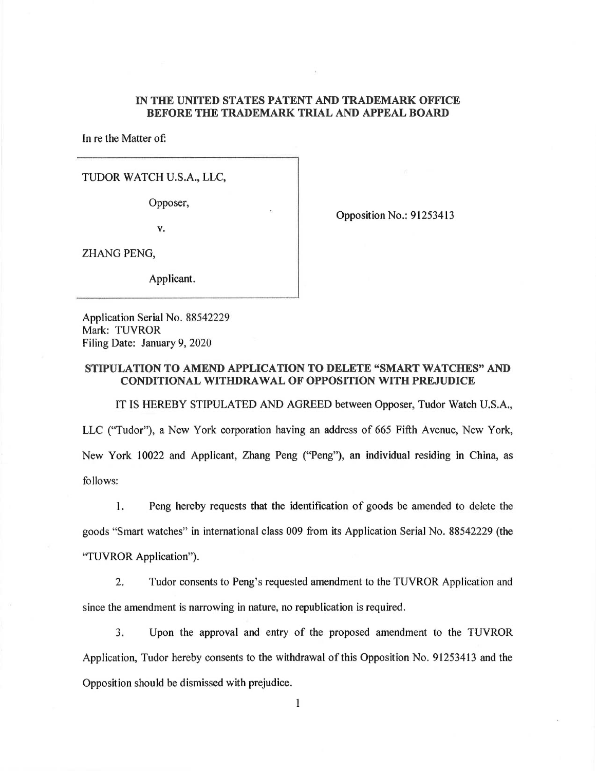**IN THE UNITED STATES PATENT AND TRADEMARK OFFICE**
**BEFORE THE TRADEMARK TRIAL AND APPEAL BOARD**

In re the Matter of:

TUDOR WATCH U.S.A., LLC,

Opposer,

v.

ZHANG PENG,

Applicant.

Opposition No.: 91253413

Application Serial No. 88542229
Mark: TUVROR
Filing Date: January 9, 2020

**STIPULATION TO AMEND APPLICATION TO DELETE "SMART WATCHES" AND CONDITIONAL WITHDRAWAL OF OPPOSITION WITH PREJUDICE**

IT IS HEREBY STIPULATED AND AGREED between Opposer, Tudor Watch U.S.A., LLC ("Tudor"), a New York corporation having an address of 665 Fifth Avenue, New York, New York 10022 and Applicant, Zhang Peng ("Peng"), an individual residing in China, as follows:

1. Peng hereby requests that the identification of goods be amended to delete the goods "Smart watches" in international class 009 from its Application Serial No. 88542229 (the "TUVROR Application").

2. Tudor consents to Peng's requested amendment to the TUVROR Application and since the amendment is narrowing in nature, no republication is required.

3. Upon the approval and entry of the proposed amendment to the TUVROR Application, Tudor hereby consents to the withdrawal of this Opposition No. 91253413 and the Opposition should be dismissed with prejudice.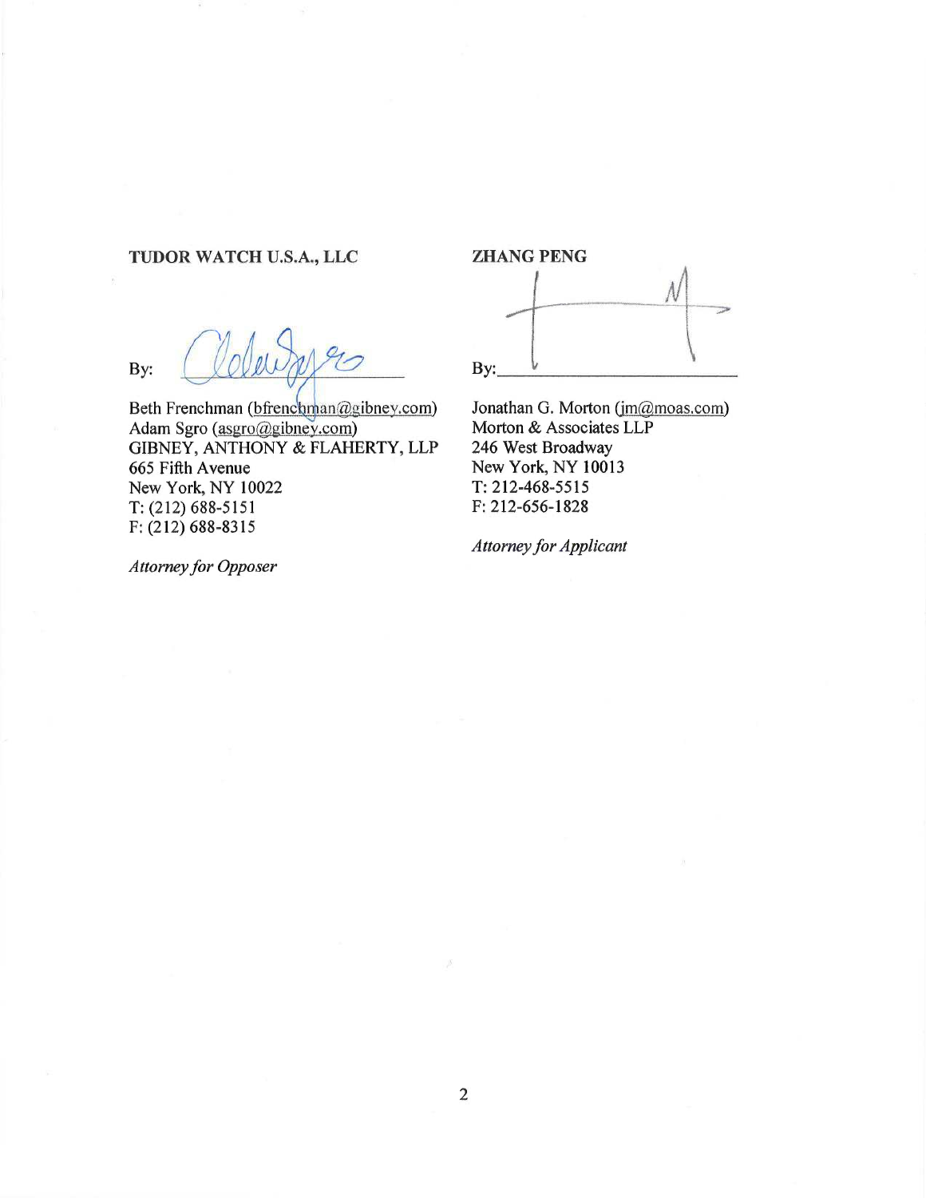**TUDOR WATCH U.S.A., LLC**

By: ______________________

Beth Frenchman (bfrenchman@gibney.com)
Adam Sgro (asgro@gibney.com)
GIBNEY, ANTHONY & FLAHERTY, LLP
665 Fifth Avenue
New York, NY 10022
T: (212) 688-5151
F: (212) 688-8315

*Attorney for Opposer*

**ZHANG PENG**

By: ______________________

Jonathan G. Morton (jm@moas.com)
Morton & Associates LLP
246 West Broadway
New York, NY 10013
T: 212-468-5515
F: 212-656-1828

*Attorney for Applicant*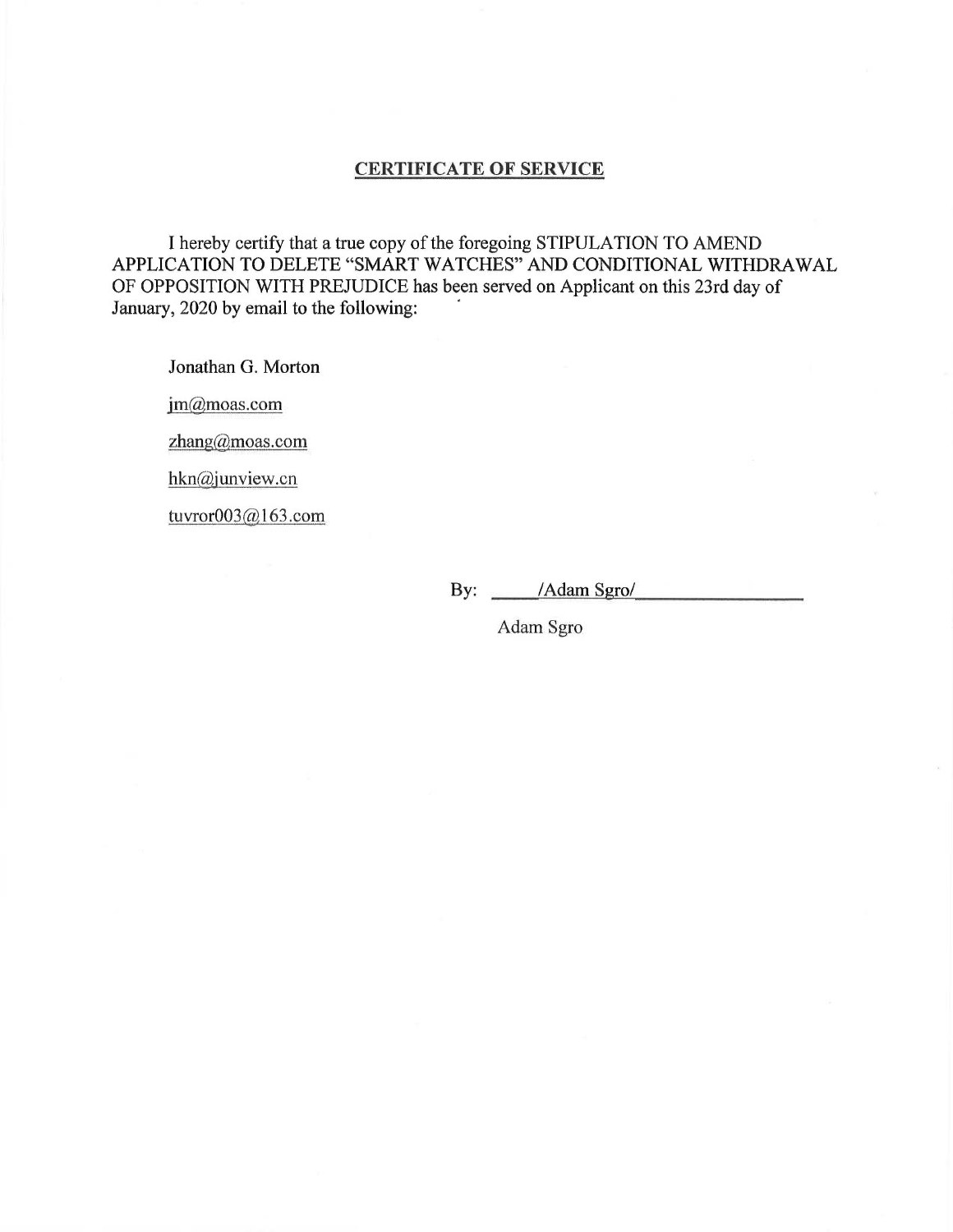## CERTIFICATE OF SERVICE

I hereby certify that a true copy of the foregoing STIPULATION TO AMEND APPLICATION TO DELETE "SMART WATCHES" AND CONDITIONAL WITHDRAWAL OF OPPOSITION WITH PREJUDICE has been served on Applicant on this 23rd day of January, 2020 by email to the following:

Jonathan G. Morton

jm@moas.com

zhang@moas.com

hkn@junview.cn

tuvror003@163.com

By: /Adam Sgro/

Adam Sgro